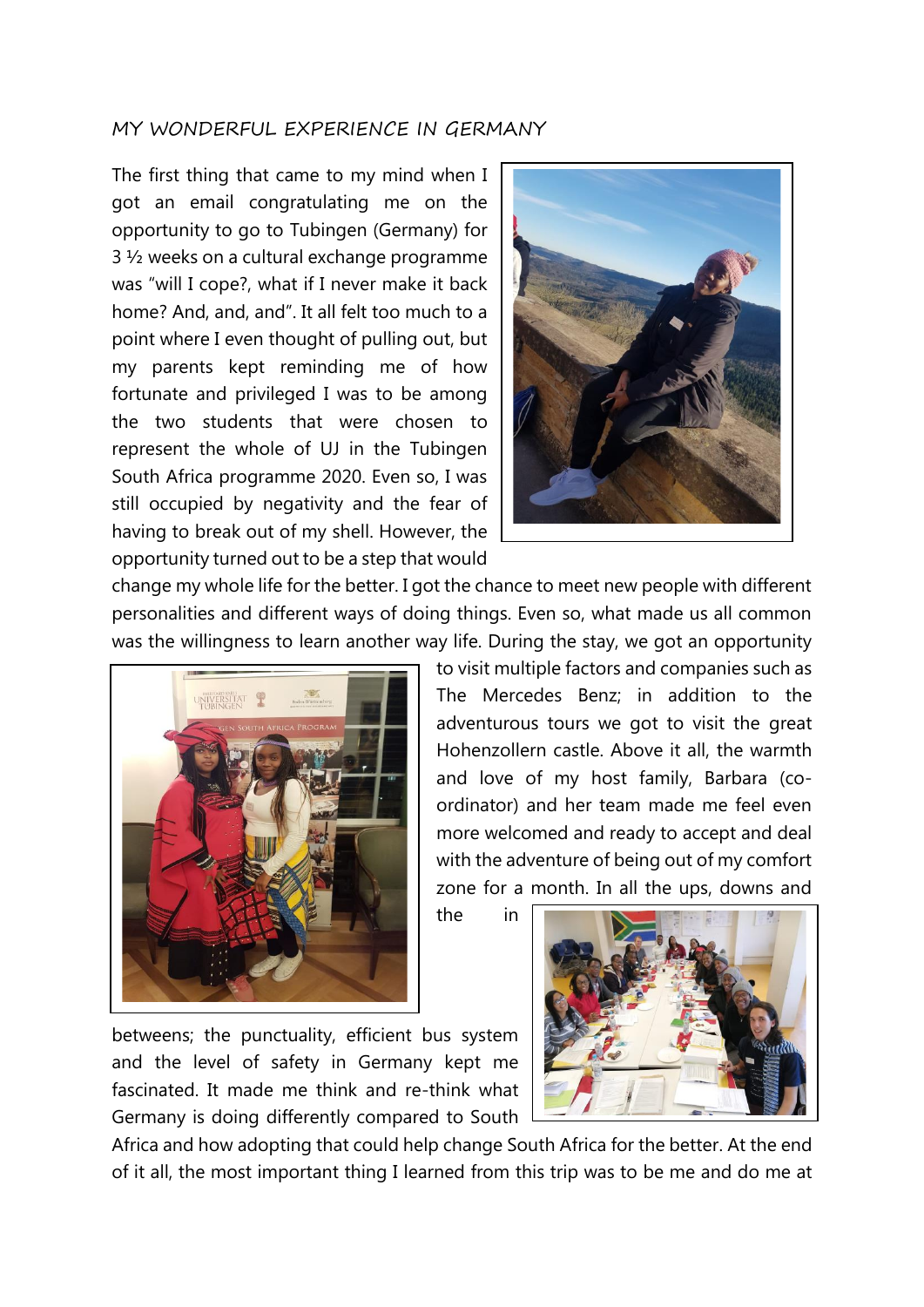MY WONDERFUL EXPERIENCE IN GERMANY

The first thing that came to my mind when I got an email congratulating me on the opportunity to go to Tubingen (Germany) for 3 ½ weeks on a cultural exchange programme was "will I cope?, what if I never make it back home? And, and, and". It all felt too much to a point where I even thought of pulling out, but my parents kept reminding me of how fortunate and privileged I was to be among the two students that were chosen to represent the whole of UJ in the Tubingen South Africa programme 2020. Even so, I was still occupied by negativity and the fear of having to break out of my shell. However, the opportunity turned out to be a step that would change my whole life for the better. I got the chance to meet new people with different personalities and different ways of doing things. Even so, what made us all common was the willingness to learn another way life. During the stay, we got an opportunity to visit multiple factors and companies such as The Mercedes Benz; in addition to the adventurous tours we got to visit the great Hohenzollern castle. Above it all, the warmth and love of my host family, Barbara (co-ordinator) and her team made me feel even more welcomed and ready to accept and deal with the adventure of being out of my comfort zone for a month. In all the ups, downs and the in betweens; the punctuality, efficient bus system and the level of safety in Germany kept me fascinated. It made me think and re-think what Germany is doing differently compared to South Africa and how adopting that could help change South Africa for the better. At the end of it all, the most important thing I learned from this trip was to be me and do me at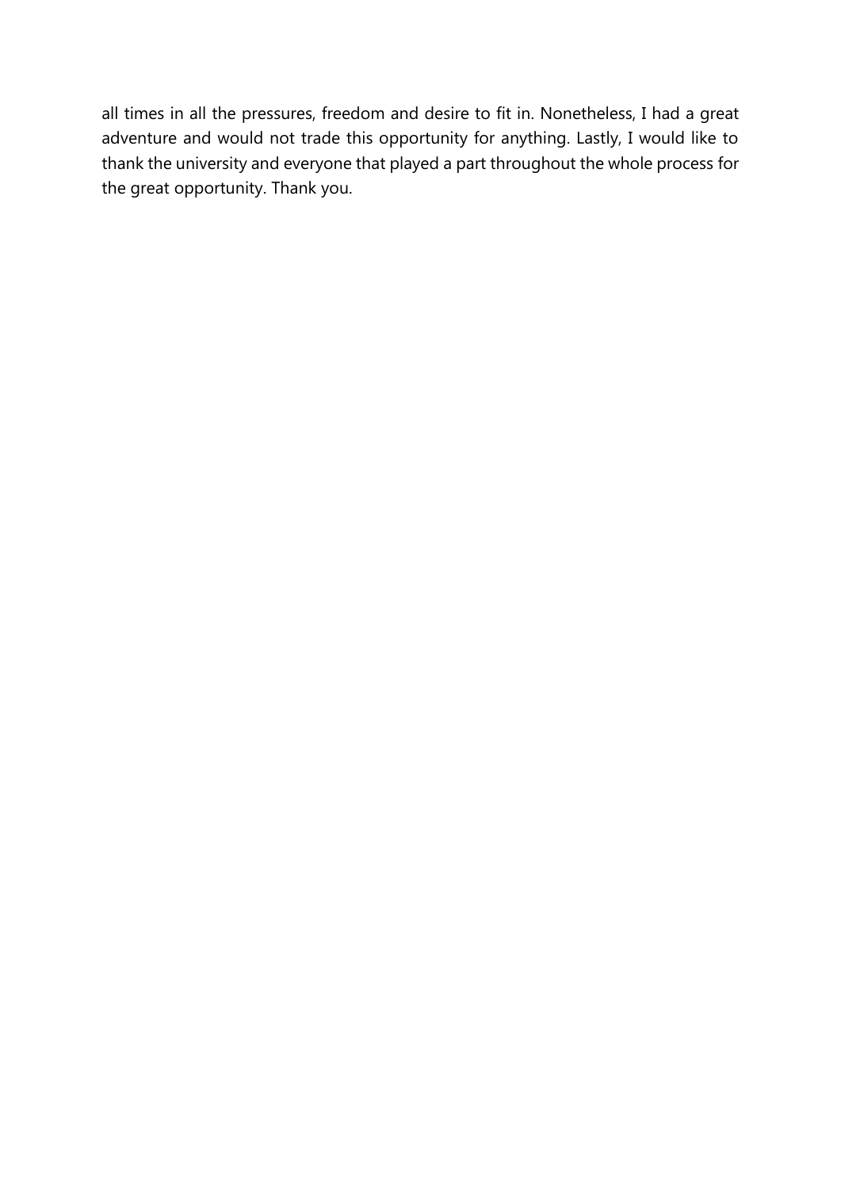all times in all the pressures, freedom and desire to fit in. Nonetheless, I had a great adventure and would not trade this opportunity for anything. Lastly, I would like to thank the university and everyone that played a part throughout the whole process for the great opportunity. Thank you.